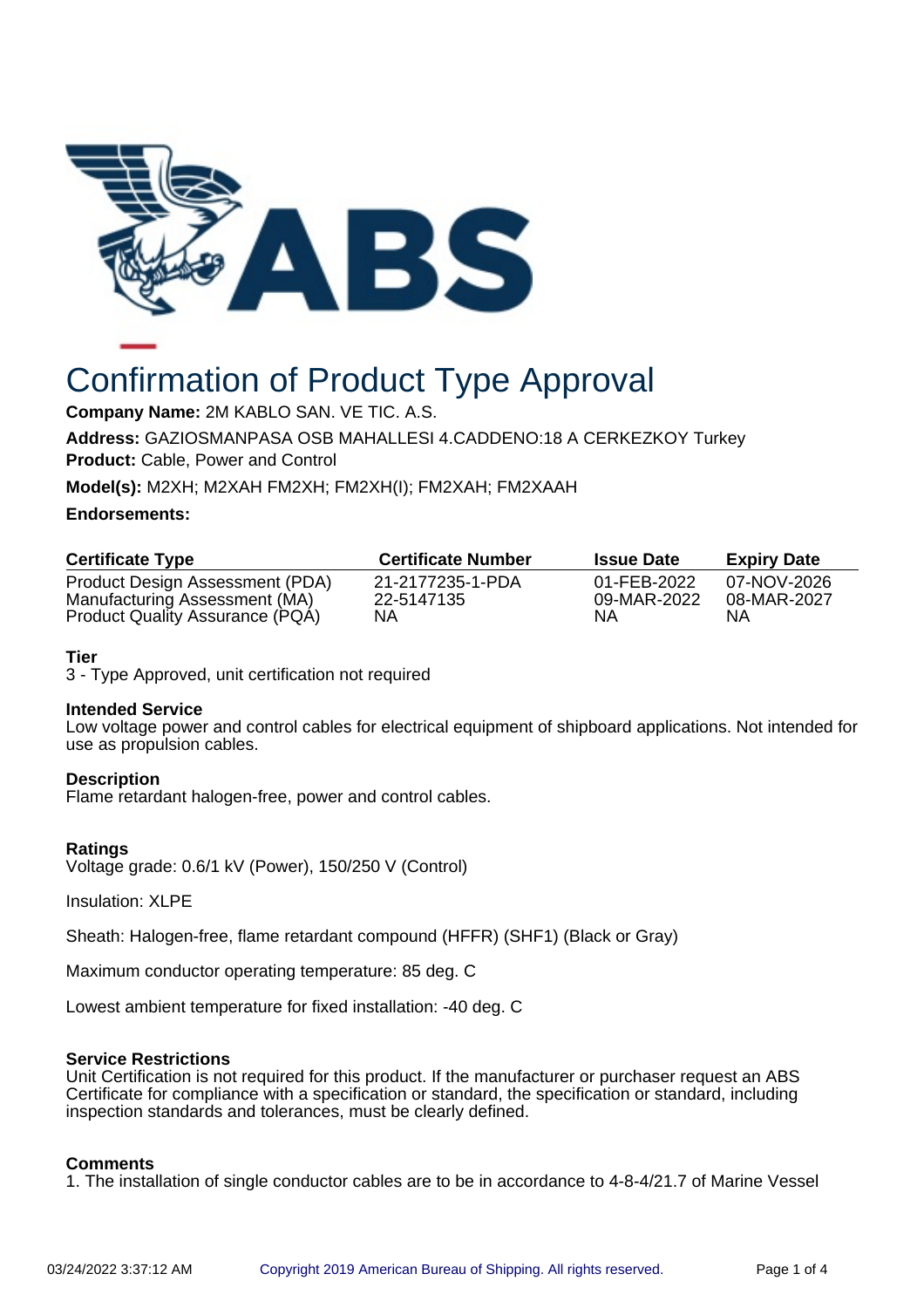# Confirmation of Product Type Approval

**Company Name:** 2M KABLO SAN. VE TIC. A.S.

**Address:** GAZIOSMANPASA OSB MAHALLESI 4.CADDENO:18 A CERKEZKOY Turkey

**Product:** Cable, Power and Control

**Model(s):** M2XH; M2XAH FM2XH; FM2XH(I); FM2XAH; FM2XAAH

**Endorsements:**

| Certificate Type | Certificate Number | Issue Date | Expiry Date |
|---|---|---|---|
| Product Design Assessment (PDA) | 21-2177235-1-PDA | 01-FEB-2022 | 07-NOV-2026 |
| Manufacturing Assessment (MA) | 22-5147135 | 09-MAR-2022 | 08-MAR-2027 |
| Product Quality Assurance (PQA) | NA | NA | NA |

**Tier**

3 - Type Approved, unit certification not required

**Intended Service**

Low voltage power and control cables for electrical equipment of shipboard applications. Not intended for use as propulsion cables.

**Description**

Flame retardant halogen-free, power and control cables.

**Ratings**

Voltage grade: 0.6/1 kV (Power), 150/250 V (Control)

Insulation: XLPE

Sheath: Halogen-free, flame retardant compound (HFFR) (SHF1) (Black or Gray)

Maximum conductor operating temperature: 85 deg. C

Lowest ambient temperature for fixed installation: -40 deg. C

**Service Restrictions**

Unit Certification is not required for this product. If the manufacturer or purchaser request an ABS Certificate for compliance with a specification or standard, the specification or standard, including inspection standards and tolerances, must be clearly defined.

**Comments**

1. The installation of single conductor cables are to be in accordance to 4-8-4/21.7 of Marine Vessel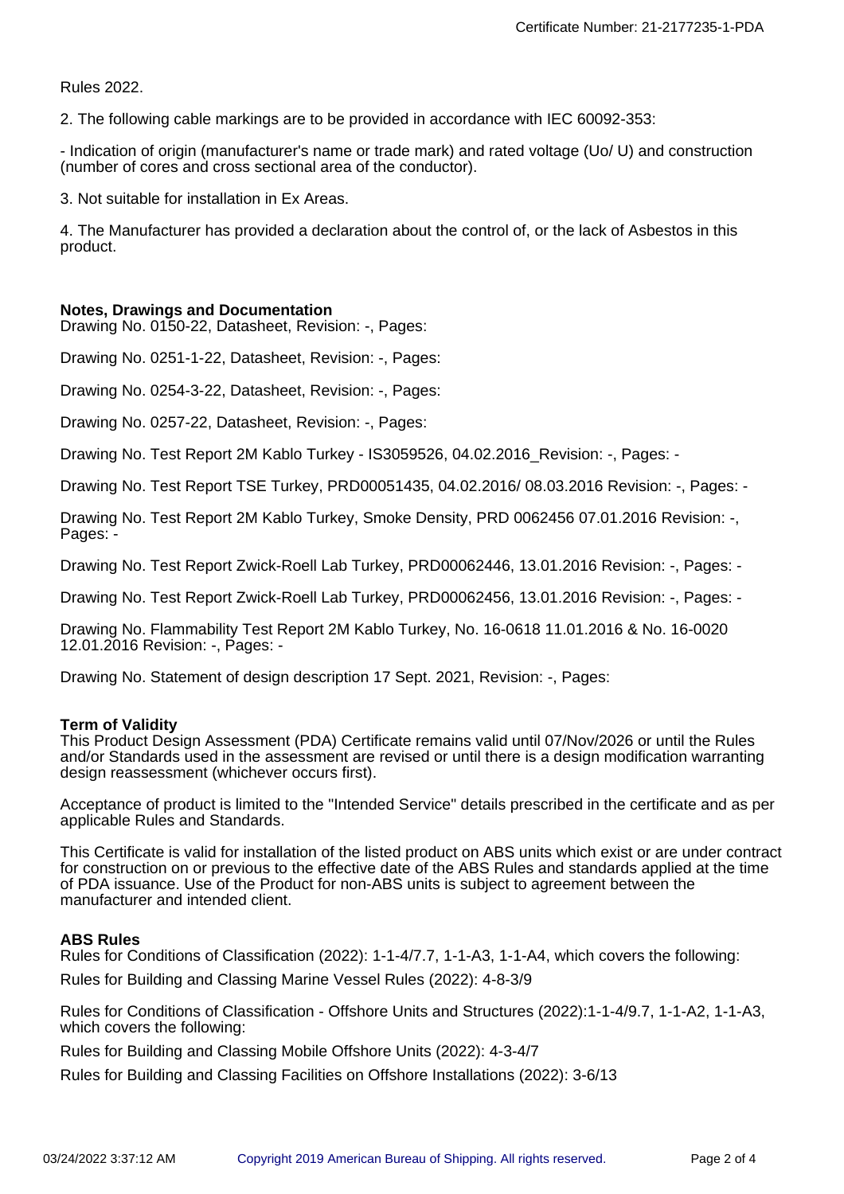Rules 2022.

2. The following cable markings are to be provided in accordance with IEC 60092-353:

- Indication of origin (manufacturer's name or trade mark) and rated voltage (Uo/ U) and construction (number of cores and cross sectional area of the conductor).

3. Not suitable for installation in Ex Areas.

4. The Manufacturer has provided a declaration about the control of, or the lack of Asbestos in this product.

**Notes, Drawings and Documentation**

Drawing No. 0150-22, Datasheet, Revision: -, Pages:

Drawing No. 0251-1-22, Datasheet, Revision: -, Pages:

Drawing No. 0254-3-22, Datasheet, Revision: -, Pages:

Drawing No. 0257-22, Datasheet, Revision: -, Pages:

Drawing No. Test Report 2M Kablo Turkey - IS3059526, 04.02.2016_Revision: -, Pages: -

Drawing No. Test Report TSE Turkey, PRD00051435, 04.02.2016/ 08.03.2016 Revision: -, Pages: -

Drawing No. Test Report 2M Kablo Turkey, Smoke Density, PRD 0062456 07.01.2016 Revision: -, Pages: -

Drawing No. Test Report Zwick-Roell Lab Turkey, PRD00062446, 13.01.2016 Revision: -, Pages: -

Drawing No. Test Report Zwick-Roell Lab Turkey, PRD00062456, 13.01.2016 Revision: -, Pages: -

Drawing No. Flammability Test Report 2M Kablo Turkey, No. 16-0618 11.01.2016 & No. 16-0020 12.01.2016 Revision: -, Pages: -

Drawing No. Statement of design description 17 Sept. 2021, Revision: -, Pages:

**Term of Validity**

This Product Design Assessment (PDA) Certificate remains valid until 07/Nov/2026 or until the Rules and/or Standards used in the assessment are revised or until there is a design modification warranting design reassessment (whichever occurs first).

Acceptance of product is limited to the "Intended Service" details prescribed in the certificate and as per applicable Rules and Standards.

This Certificate is valid for installation of the listed product on ABS units which exist or are under contract for construction on or previous to the effective date of the ABS Rules and standards applied at the time of PDA issuance. Use of the Product for non-ABS units is subject to agreement between the manufacturer and intended client.

**ABS Rules**

Rules for Conditions of Classification (2022): 1-1-4/7.7, 1-1-A3, 1-1-A4, which covers the following:

Rules for Building and Classing Marine Vessel Rules (2022): 4-8-3/9

Rules for Conditions of Classification - Offshore Units and Structures (2022):1-1-4/9.7, 1-1-A2, 1-1-A3, which covers the following:

Rules for Building and Classing Mobile Offshore Units (2022): 4-3-4/7

Rules for Building and Classing Facilities on Offshore Installations (2022): 3-6/13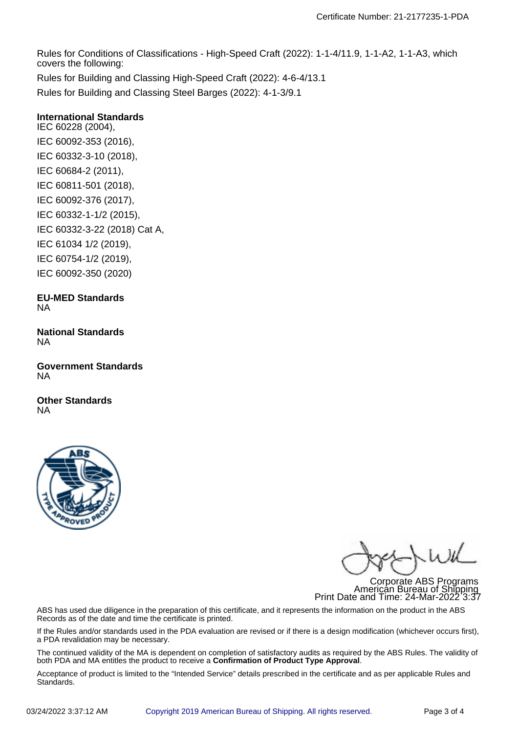Rules for Conditions of Classifications - High-Speed Craft (2022): 1-1-4/11.9, 1-1-A2, 1-1-A3, which covers the following:

Rules for Building and Classing High-Speed Craft (2022): 4-6-4/13.1

Rules for Building and Classing Steel Barges (2022): 4-1-3/9.1

**International Standards**

IEC 60228 (2004),

IEC 60092-353 (2016),

IEC 60332-3-10 (2018),

IEC 60684-2 (2011),

IEC 60811-501 (2018),

IEC 60092-376 (2017),

IEC 60332-1-1/2 (2015),

IEC 60332-3-22 (2018) Cat A,

IEC 61034 1/2 (2019),

IEC 60754-1/2 (2019),

IEC 60092-350 (2020)

**EU-MED Standards**

NA

**National Standards**

NA

**Government Standards**

NA

**Other Standards**

NA

Corporate ABS Programs
American Bureau of Shipping
Print Date and Time: 24-Mar-2022 3:37

ABS has used due diligence in the preparation of this certificate, and it represents the information on the product in the ABS Records as of the date and time the certificate is printed.

If the Rules and/or standards used in the PDA evaluation are revised or if there is a design modification (whichever occurs first), a PDA revalidation may be necessary.

The continued validity of the MA is dependent on completion of satisfactory audits as required by the ABS Rules. The validity of both PDA and MA entitles the product to receive a **Confirmation of Product Type Approval**.

Acceptance of product is limited to the "Intended Service" details prescribed in the certificate and as per applicable Rules and Standards.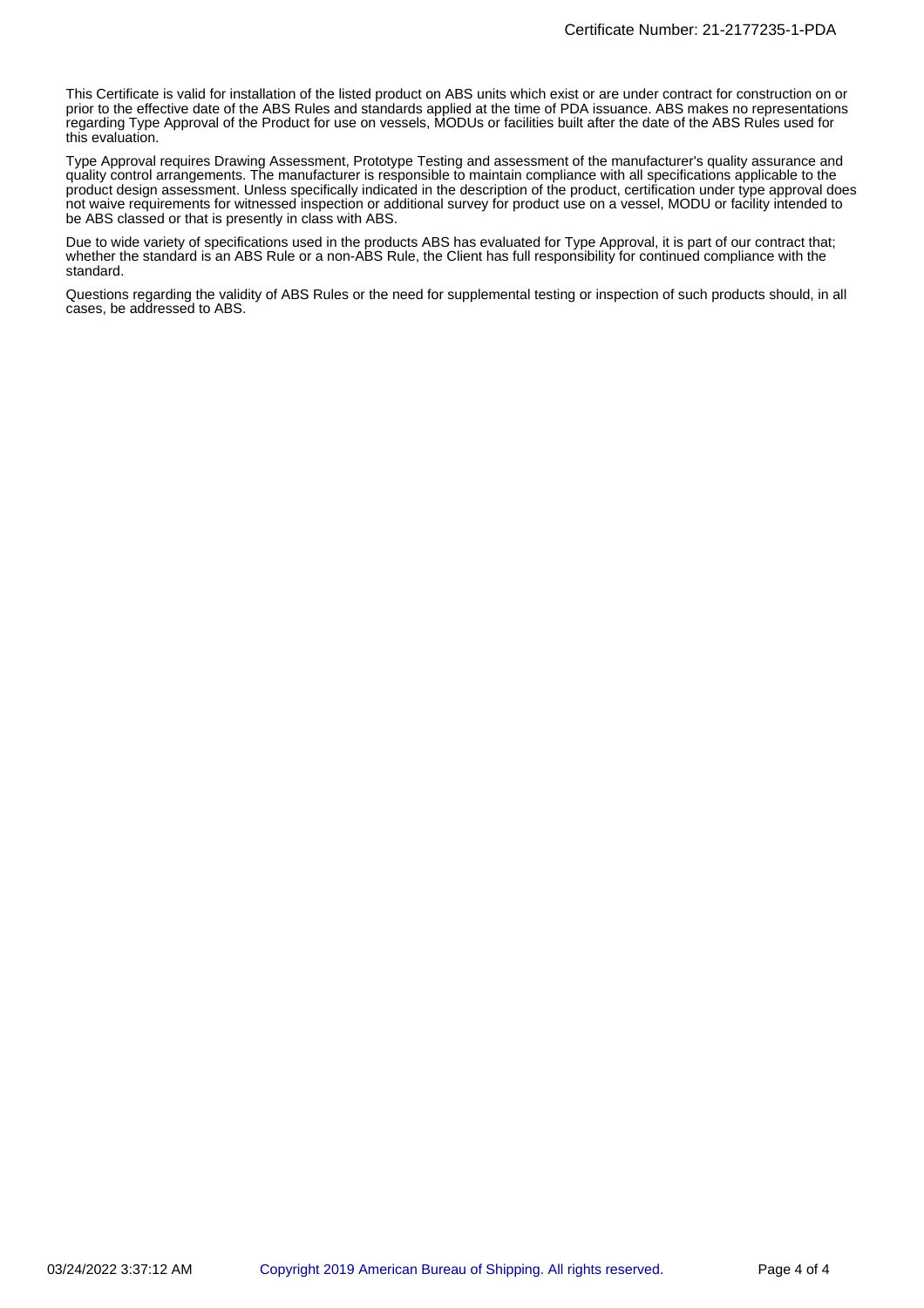This Certificate is valid for installation of the listed product on ABS units which exist or are under contract for construction on or prior to the effective date of the ABS Rules and standards applied at the time of PDA issuance. ABS makes no representations regarding Type Approval of the Product for use on vessels, MODUs or facilities built after the date of the ABS Rules used for this evaluation.

Type Approval requires Drawing Assessment, Prototype Testing and assessment of the manufacturer's quality assurance and quality control arrangements. The manufacturer is responsible to maintain compliance with all specifications applicable to the product design assessment. Unless specifically indicated in the description of the product, certification under type approval does not waive requirements for witnessed inspection or additional survey for product use on a vessel, MODU or facility intended to be ABS classed or that is presently in class with ABS.

Due to wide variety of specifications used in the products ABS has evaluated for Type Approval, it is part of our contract that; whether the standard is an ABS Rule or a non-ABS Rule, the Client has full responsibility for continued compliance with the standard.

Questions regarding the validity of ABS Rules or the need for supplemental testing or inspection of such products should, in all cases, be addressed to ABS.